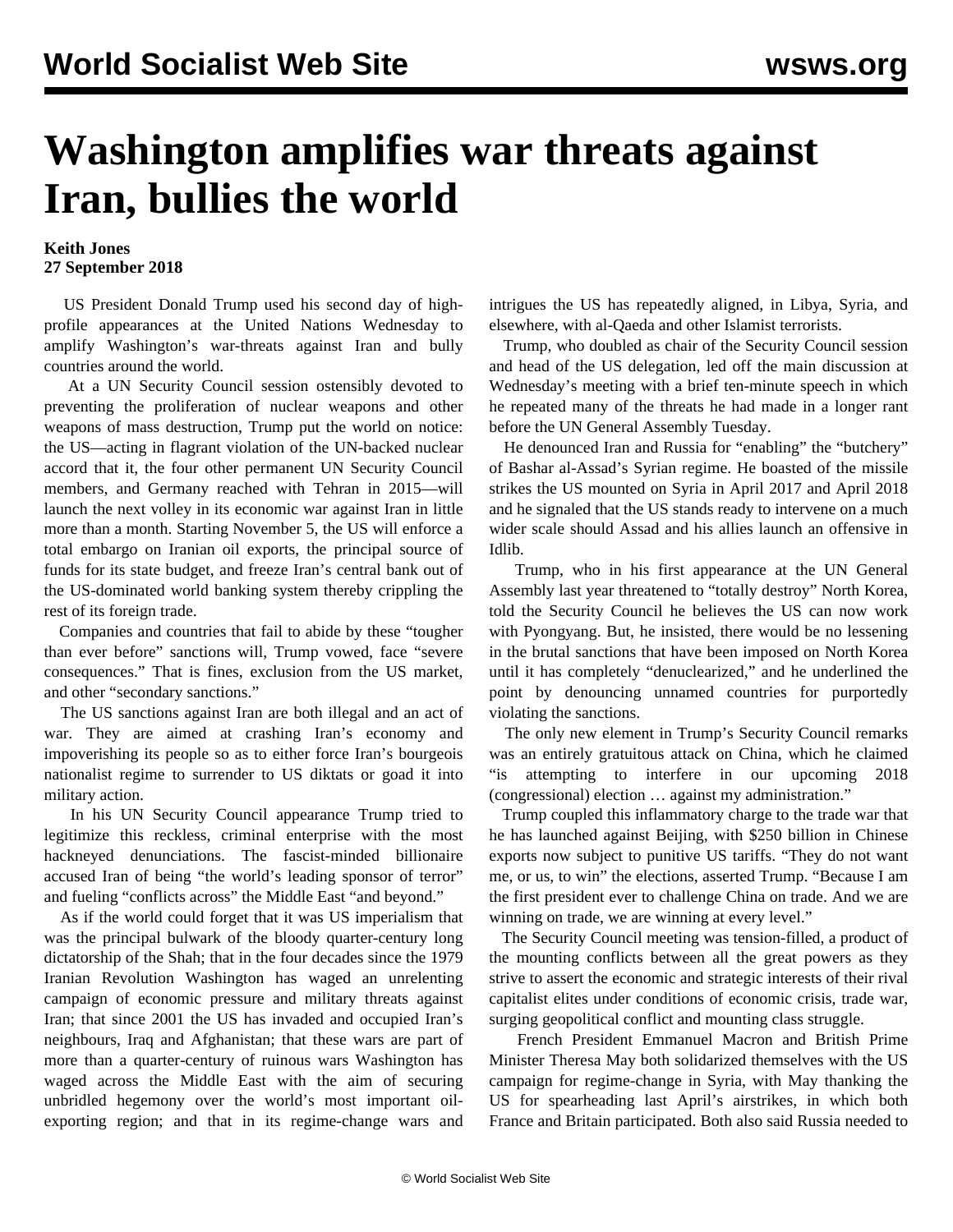# Washington amplifies war threats against Iran, bullies the world

**Keith Jones**
**27 September 2018**

US President Donald Trump used his second day of high-profile appearances at the United Nations Wednesday to amplify Washington's war-threats against Iran and bully countries around the world.

At a UN Security Council session ostensibly devoted to preventing the proliferation of nuclear weapons and other weapons of mass destruction, Trump put the world on notice: the US—acting in flagrant violation of the UN-backed nuclear accord that it, the four other permanent UN Security Council members, and Germany reached with Tehran in 2015—will launch the next volley in its economic war against Iran in little more than a month. Starting November 5, the US will enforce a total embargo on Iranian oil exports, the principal source of funds for its state budget, and freeze Iran's central bank out of the US-dominated world banking system thereby crippling the rest of its foreign trade.

Companies and countries that fail to abide by these "tougher than ever before" sanctions will, Trump vowed, face "severe consequences." That is fines, exclusion from the US market, and other "secondary sanctions."

The US sanctions against Iran are both illegal and an act of war. They are aimed at crashing Iran's economy and impoverishing its people so as to either force Iran's bourgeois nationalist regime to surrender to US diktats or goad it into military action.

In his UN Security Council appearance Trump tried to legitimize this reckless, criminal enterprise with the most hackneyed denunciations. The fascist-minded billionaire accused Iran of being "the world's leading sponsor of terror" and fueling "conflicts across" the Middle East "and beyond."

As if the world could forget that it was US imperialism that was the principal bulwark of the bloody quarter-century long dictatorship of the Shah; that in the four decades since the 1979 Iranian Revolution Washington has waged an unrelenting campaign of economic pressure and military threats against Iran; that since 2001 the US has invaded and occupied Iran's neighbours, Iraq and Afghanistan; that these wars are part of more than a quarter-century of ruinous wars Washington has waged across the Middle East with the aim of securing unbridled hegemony over the world's most important oil-exporting region; and that in its regime-change wars and intrigues the US has repeatedly aligned, in Libya, Syria, and elsewhere, with al-Qaeda and other Islamist terrorists.

Trump, who doubled as chair of the Security Council session and head of the US delegation, led off the main discussion at Wednesday's meeting with a brief ten-minute speech in which he repeated many of the threats he had made in a longer rant before the UN General Assembly Tuesday.

He denounced Iran and Russia for "enabling" the "butchery" of Bashar al-Assad's Syrian regime. He boasted of the missile strikes the US mounted on Syria in April 2017 and April 2018 and he signaled that the US stands ready to intervene on a much wider scale should Assad and his allies launch an offensive in Idlib.

Trump, who in his first appearance at the UN General Assembly last year threatened to "totally destroy" North Korea, told the Security Council he believes the US can now work with Pyongyang. But, he insisted, there would be no lessening in the brutal sanctions that have been imposed on North Korea until it has completely "denuclearized," and he underlined the point by denouncing unnamed countries for purportedly violating the sanctions.

The only new element in Trump's Security Council remarks was an entirely gratuitous attack on China, which he claimed "is attempting to interfere in our upcoming 2018 (congressional) election … against my administration."

Trump coupled this inflammatory charge to the trade war that he has launched against Beijing, with $250 billion in Chinese exports now subject to punitive US tariffs. "They do not want me, or us, to win" the elections, asserted Trump. "Because I am the first president ever to challenge China on trade. And we are winning on trade, we are winning at every level."

The Security Council meeting was tension-filled, a product of the mounting conflicts between all the great powers as they strive to assert the economic and strategic interests of their rival capitalist elites under conditions of economic crisis, trade war, surging geopolitical conflict and mounting class struggle.

French President Emmanuel Macron and British Prime Minister Theresa May both solidarized themselves with the US campaign for regime-change in Syria, with May thanking the US for spearheading last April's airstrikes, in which both France and Britain participated. Both also said Russia needed to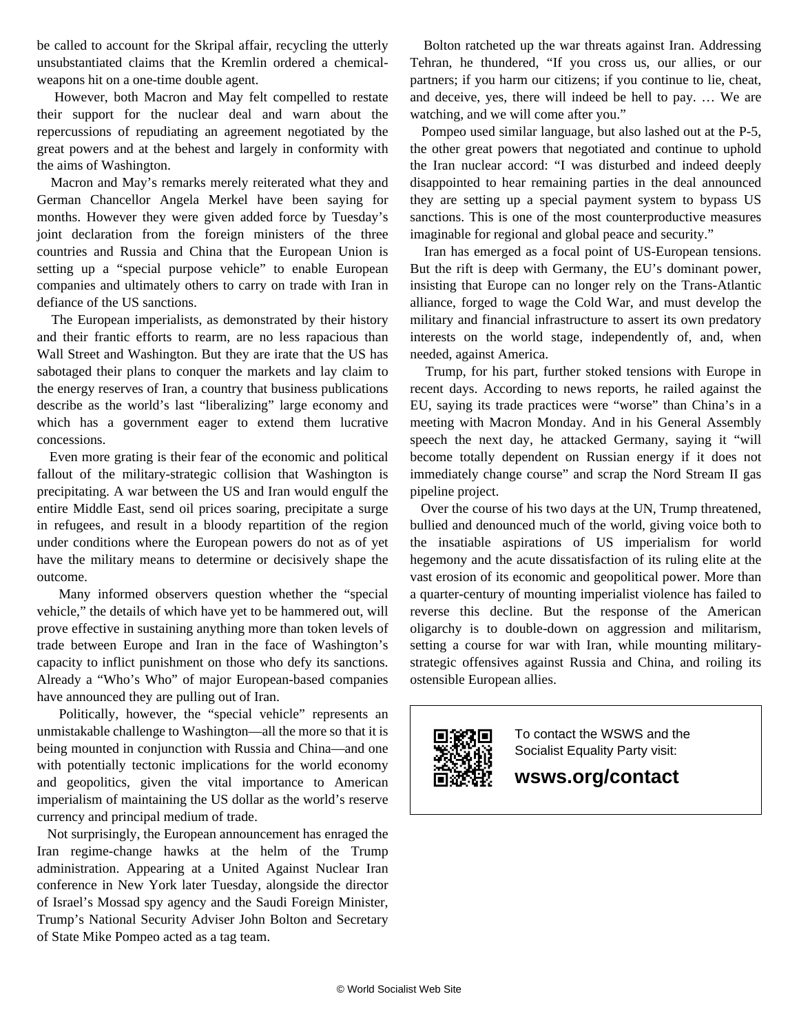be called to account for the Skripal affair, recycling the utterly unsubstantiated claims that the Kremlin ordered a chemical-weapons hit on a one-time double agent.

However, both Macron and May felt compelled to restate their support for the nuclear deal and warn about the repercussions of repudiating an agreement negotiated by the great powers and at the behest and largely in conformity with the aims of Washington.

Macron and May's remarks merely reiterated what they and German Chancellor Angela Merkel have been saying for months. However they were given added force by Tuesday's joint declaration from the foreign ministers of the three countries and Russia and China that the European Union is setting up a "special purpose vehicle" to enable European companies and ultimately others to carry on trade with Iran in defiance of the US sanctions.

The European imperialists, as demonstrated by their history and their frantic efforts to rearm, are no less rapacious than Wall Street and Washington. But they are irate that the US has sabotaged their plans to conquer the markets and lay claim to the energy reserves of Iran, a country that business publications describe as the world's last "liberalizing" large economy and which has a government eager to extend them lucrative concessions.

Even more grating is their fear of the economic and political fallout of the military-strategic collision that Washington is precipitating. A war between the US and Iran would engulf the entire Middle East, send oil prices soaring, precipitate a surge in refugees, and result in a bloody repartition of the region under conditions where the European powers do not as of yet have the military means to determine or decisively shape the outcome.

Many informed observers question whether the "special vehicle," the details of which have yet to be hammered out, will prove effective in sustaining anything more than token levels of trade between Europe and Iran in the face of Washington's capacity to inflict punishment on those who defy its sanctions. Already a "Who's Who" of major European-based companies have announced they are pulling out of Iran.

Politically, however, the "special vehicle" represents an unmistakable challenge to Washington—all the more so that it is being mounted in conjunction with Russia and China—and one with potentially tectonic implications for the world economy and geopolitics, given the vital importance to American imperialism of maintaining the US dollar as the world's reserve currency and principal medium of trade.

Not surprisingly, the European announcement has enraged the Iran regime-change hawks at the helm of the Trump administration. Appearing at a United Against Nuclear Iran conference in New York later Tuesday, alongside the director of Israel's Mossad spy agency and the Saudi Foreign Minister, Trump's National Security Adviser John Bolton and Secretary of State Mike Pompeo acted as a tag team.

Bolton ratcheted up the war threats against Iran. Addressing Tehran, he thundered, "If you cross us, our allies, or our partners; if you harm our citizens; if you continue to lie, cheat, and deceive, yes, there will indeed be hell to pay. … We are watching, and we will come after you."

Pompeo used similar language, but also lashed out at the P-5, the other great powers that negotiated and continue to uphold the Iran nuclear accord: "I was disturbed and indeed deeply disappointed to hear remaining parties in the deal announced they are setting up a special payment system to bypass US sanctions. This is one of the most counterproductive measures imaginable for regional and global peace and security."

Iran has emerged as a focal point of US-European tensions. But the rift is deep with Germany, the EU's dominant power, insisting that Europe can no longer rely on the Trans-Atlantic alliance, forged to wage the Cold War, and must develop the military and financial infrastructure to assert its own predatory interests on the world stage, independently of, and, when needed, against America.

Trump, for his part, further stoked tensions with Europe in recent days. According to news reports, he railed against the EU, saying its trade practices were "worse" than China's in a meeting with Macron Monday. And in his General Assembly speech the next day, he attacked Germany, saying it "will become totally dependent on Russian energy if it does not immediately change course" and scrap the Nord Stream II gas pipeline project.

Over the course of his two days at the UN, Trump threatened, bullied and denounced much of the world, giving voice both to the insatiable aspirations of US imperialism for world hegemony and the acute dissatisfaction of its ruling elite at the vast erosion of its economic and geopolitical power. More than a quarter-century of mounting imperialist violence has failed to reverse this decline. But the response of the American oligarchy is to double-down on aggression and militarism, setting a course for war with Iran, while mounting military-strategic offensives against Russia and China, and roiling its ostensible European allies.

To contact the WSWS and the Socialist Equality Party visit:

**wsws.org/contact**